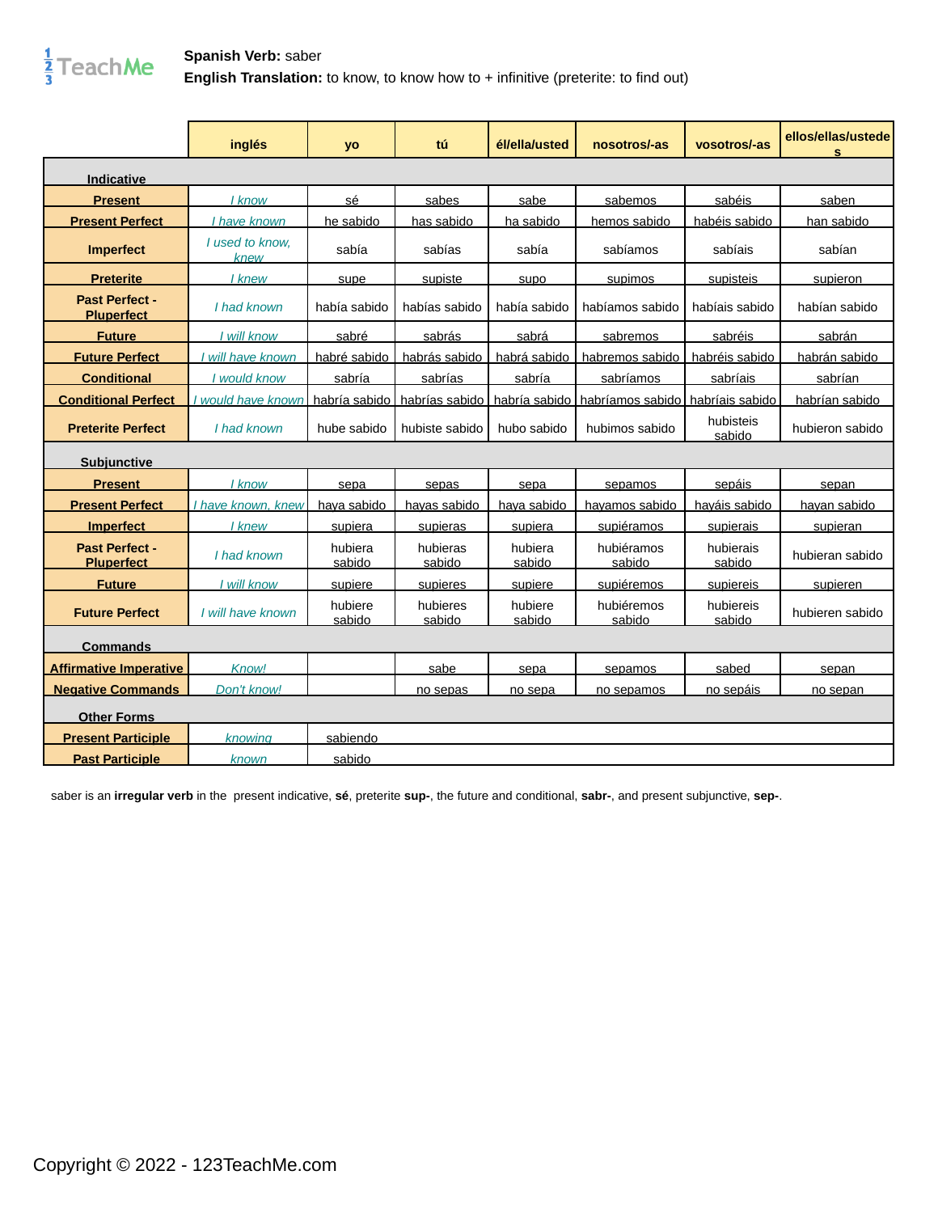**Spanish Verb:** saber
**English Translation:** to know, to know how to + infinitive (preterite: to find out)

| | inglés | yo | tú | él/ella/usted | nosotros/-as | vosotros/-as | ellos/ellas/ustedes |
|---|---|---|---|---|---|---|---|
| **Indicative** | | | | | | | |
| **Present** | *I know* | sé | sabes | sabe | sabemos | sabéis | saben |
| **Present Perfect** | *I have known* | he sabido | has sabido | ha sabido | hemos sabido | habéis sabido | han sabido |
| **Imperfect** | *I used to know, knew* | sabía | sabías | sabía | sabíamos | sabíais | sabían |
| **Preterite** | *I knew* | supe | supiste | supo | supimos | supisteis | supieron |
| **Past Perfect - Pluperfect** | *I had known* | había sabido | habías sabido | había sabido | habíamos sabido | habíais sabido | habían sabido |
| **Future** | *I will know* | sabré | sabrás | sabrá | sabremos | sabréis | sabrán |
| **Future Perfect** | *I will have known* | habré sabido | habrás sabido | habrá sabido | habremos sabido | habréis sabido | habrán sabido |
| **Conditional** | *I would know* | sabría | sabrías | sabría | sabríamos | sabríais | sabrían |
| **Conditional Perfect** | *I would have known* | habría sabido | habrías sabido | habría sabido | habríamos sabido | habríais sabido | habrían sabido |
| **Preterite Perfect** | *I had known* | hube sabido | hubiste sabido | hubo sabido | hubimos sabido | hubisteis sabido | hubieron sabido |
| **Subjunctive** | | | | | | | |
| **Present** | *I know* | sepa | sepas | sepa | sepamos | sepáis | sepan |
| **Present Perfect** | *I have known, knew* | haya sabido | hayas sabido | haya sabido | hayamos sabido | hayáis sabido | hayan sabido |
| **Imperfect** | *I knew* | supiera | supieras | supiera | supiéramos | supierais | supieran |
| **Past Perfect - Pluperfect** | *I had known* | hubiera sabido | hubieras sabido | hubiera sabido | hubiéramos sabido | hubierais sabido | hubieran sabido |
| **Future** | *I will know* | supiere | supieres | supiere | supiéremos | supiereis | supieren |
| **Future Perfect** | *I will have known* | hubiere sabido | hubieres sabido | hubiere sabido | hubiéremos sabido | hubiereis sabido | hubieren sabido |
| **Commands** | | | | | | | |
| **Affirmative Imperative** | *Know!* | | sabe | sepa | sepamos | sabed | sepan |
| **Negative Commands** | *Don't know!* | | no sepas | no sepa | no sepamos | no sepáis | no sepan |
| **Other Forms** | | | | | | | |
| **Present Participle** | *knowing* | sabiendo | | | | | |
| **Past Participle** | *known* | sabido | | | | | |

saber is an **irregular verb** in the present indicative, **sé**, preterite **sup-**, the future and conditional, **sabr-**, and present subjunctive, **sep-**.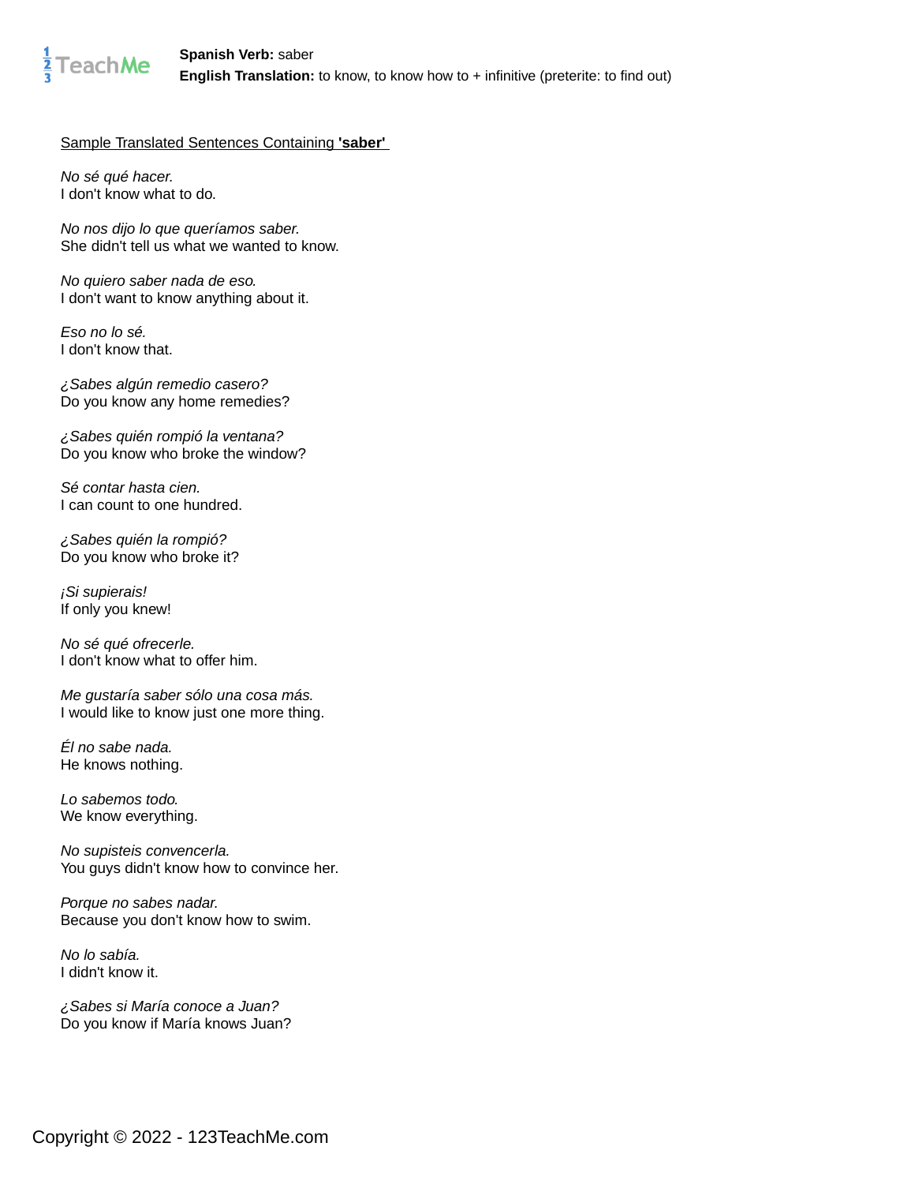**Spanish Verb:** saber
**English Translation:** to know, to know how to + infinitive (preterite: to find out)

<u>Sample Translated Sentences Containing **'saber'**</u>

*No sé qué hacer.*
I don't know what to do.

*No nos dijo lo que queríamos saber.*
She didn't tell us what we wanted to know.

*No quiero saber nada de eso.*
I don't want to know anything about it.

*Eso no lo sé.*
I don't know that.

*¿Sabes algún remedio casero?*
Do you know any home remedies?

*¿Sabes quién rompió la ventana?*
Do you know who broke the window?

*Sé contar hasta cien.*
I can count to one hundred.

*¿Sabes quién la rompió?*
Do you know who broke it?

*¡Si supierais!*
If only you knew!

*No sé qué ofrecerle.*
I don't know what to offer him.

*Me gustaría saber sólo una cosa más.*
I would like to know just one more thing.

*Él no sabe nada.*
He knows nothing.

*Lo sabemos todo.*
We know everything.

*No supisteis convencerla.*
You guys didn't know how to convince her.

*Porque no sabes nadar.*
Because you don't know how to swim.

*No lo sabía.*
I didn't know it.

*¿Sabes si María conoce a Juan?*
Do you know if María knows Juan?

Copyright © 2022 - 123TeachMe.com